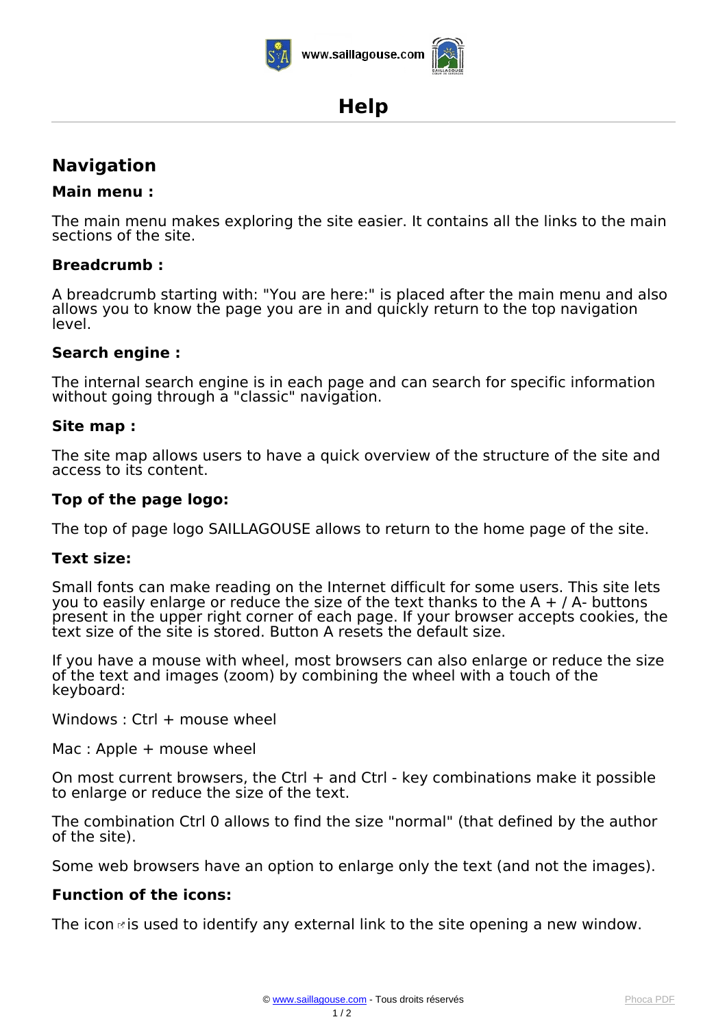# Help

## Navigation

### Main menu :

The main menu makes exploring the site easier. It contains all the links to the main sections of the site.

### Breadcrumb :

A breadcrumb starting with: "You are here:" is placed after the main menu and also allows you to know the page you are in and quickly return to the top navigation level.

### Search engine :

The internal search engine is in each page and can search for specific information without going through a "classic" navigation.

### Site map :

The site map allows users to have a quick overview of the structure of the site and access to its content.

### Top of the page logo:

The top of page logo SAILLAGOUSE allows to return to the home page of the site.

### Text size:

Small fonts can make reading on the Internet difficult for some users. This site lets you to easily enlarge or reduce the size of the text thanks to the A + / A- buttons present in the upper right corner of each page. If your browser accepts cookies, the text size of the site is stored. Button A resets the default size.

If you have a mouse with wheel, most browsers can also enlarge or reduce the size of the text and images (zoom) by combining the wheel with a touch of the keyboard:

Windows : Ctrl + mouse wheel

Mac : Apple + mouse wheel

On most current browsers, the Ctrl + and Ctrl - key combinations make it possible to enlarge or reduce the size of the text.

The combination Ctrl 0 allows to find the size "normal" (that defined by the author of the site).

Some web browsers have an option to enlarge only the text (and not the images).

### Function of the icons:

The icon is used to identify any external link to the site opening a new window.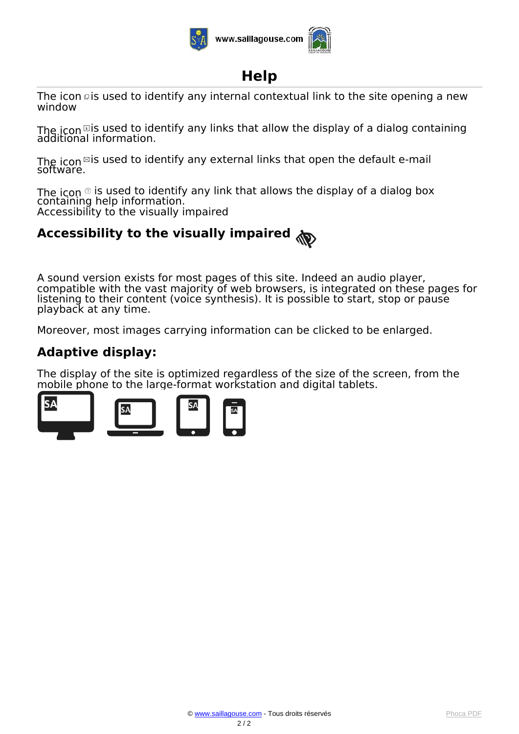# Help

The icon is used to identify any internal contextual link to the site opening a new window

The icon is used to identify any links that allow the display of a dialog containing additional information.

The icon is used to identify any external links that open the default e-mail software.

The icon is used to identify any link that allows the display of a dialog box containing help information.
Accessibility to the visually impaired

## Accessibility to the visually impaired

A sound version exists for most pages of this site. Indeed an audio player, compatible with the vast majority of web browsers, is integrated on these pages for listening to their content (voice synthesis). It is possible to start, stop or pause playback at any time.

Moreover, most images carrying information can be clicked to be enlarged.

## Adaptive display:

The display of the site is optimized regardless of the size of the screen, from the mobile phone to the large-format workstation and digital tablets.